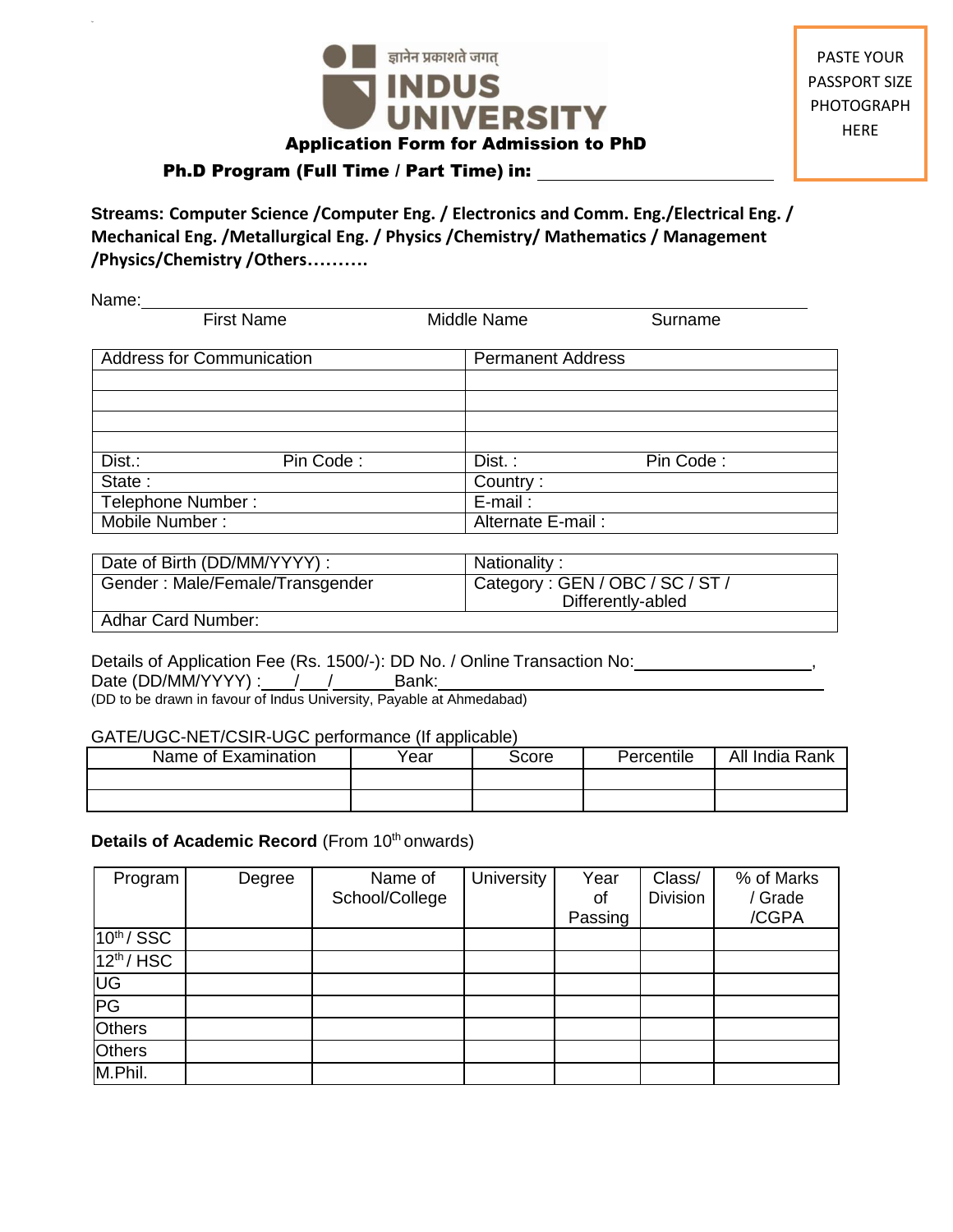ज्ञानेन प्रकाशते जगत्

INDUS UNIVERSITY

PASTE YOUR PASSPORT SIZE PHOTOGRAPH HERE

# Application Form for Admission to PhD

**Ph.D Program (Full Time / Part Time) in:** ____________________

**Streams: Computer Science /Computer Eng. / Electronics and Comm. Eng./Electrical Eng. / Mechanical Eng. /Metallurgical Eng. / Physics /Chemistry/ Mathematics / Management /Physics/Chemistry /Others……….**

Name:________________________________________________________________

First Name  Middle Name  Surname

| Address for Communication | Permanent Address |
|---|---|
| | |
| | |
| | |
| | |
| Dist.:  Pin Code : | Dist. :  Pin Code : |
| State : | Country : |
| Telephone Number : | E-mail : |
| Mobile Number : | Alternate E-mail : |

| | |
|---|---|
| Date of Birth (DD/MM/YYYY) : | Nationality : |
| Gender : Male/Female/Transgender | Category : GEN / OBC / SC / ST / Differently-abled |
| Adhar Card Number: | |

Details of Application Fee (Rs. 1500/-): DD No. / Online Transaction No:____________________,
Date (DD/MM/YYYY) :___/___/______Bank:________________________________________
(DD to be drawn in favour of Indus University, Payable at Ahmedabad)

GATE/UGC-NET/CSIR-UGC performance (If applicable)

| Name of Examination | Year | Score | Percentile | All India Rank |
|---|---|---|---|---|
| | | | | |
| | | | | |

**Details of Academic Record** (From 10th onwards)

| Program | Degree | Name of School/College | University | Year of Passing | Class/ Division | % of Marks / Grade /CGPA |
|---|---|---|---|---|---|---|
| 10th / SSC | | | | | | |
| 12th / HSC | | | | | | |
| UG | | | | | | |
| PG | | | | | | |
| Others | | | | | | |
| Others | | | | | | |
| M.Phil. | | | | | | |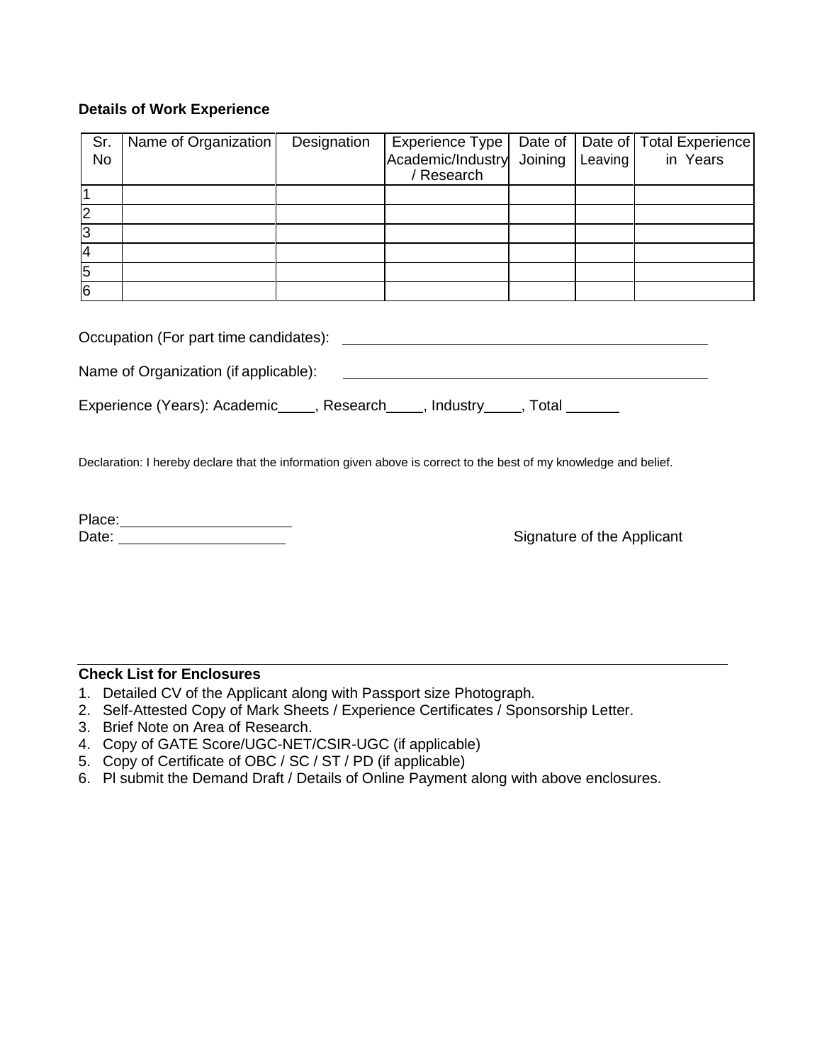**Details of Work Experience**

| Sr. No | Name of Organization | Designation | Experience Type Academic/Industry / Research | Date of Joining | Date of Leaving | Total Experience in Years |
|---|---|---|---|---|---|---|
| 1 | | | | | | |
| 2 | | | | | | |
| 3 | | | | | | |
| 4 | | | | | | |
| 5 | | | | | | |
| 6 | | | | | | |

Occupation (For part time candidates): ______________________________________________

Name of Organization (if applicable): ______________________________________________

Experience (Years): Academic_____, Research_____, Industry_____, Total _______

Declaration: I hereby declare that the information given above is correct to the best of my knowledge and belief.

Place: ______________________

Date: ______________________

Signature of the Applicant

**Check List for Enclosures**

1. Detailed CV of the Applicant along with Passport size Photograph.
2. Self-Attested Copy of Mark Sheets / Experience Certificates / Sponsorship Letter.
3. Brief Note on Area of Research.
4. Copy of GATE Score/UGC-NET/CSIR-UGC (if applicable)
5. Copy of Certificate of OBC / SC / ST / PD (if applicable)
6. Pl submit the Demand Draft / Details of Online Payment along with above enclosures.